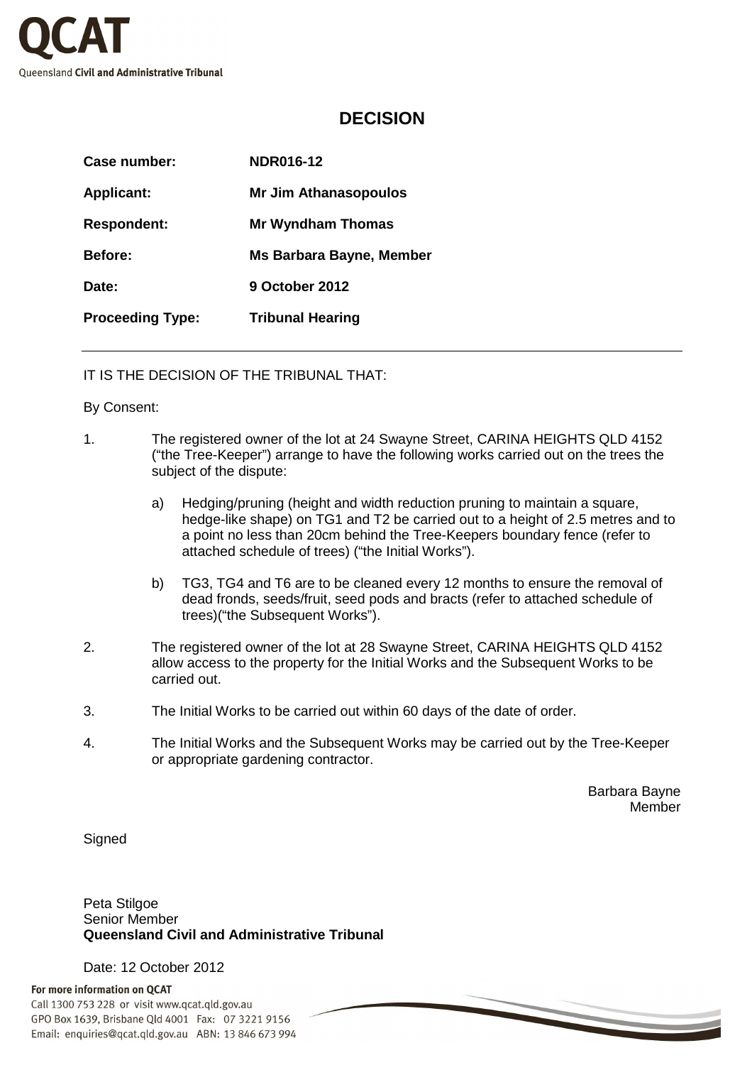QCAT

Queensland **Civil and Administrative Tribunal**

## DECISION

| | |
|---|---|
| **Case number:** | **NDR016-12** |
| **Applicant:** | **Mr Jim Athanasopoulos** |
| **Respondent:** | **Mr Wyndham Thomas** |
| **Before:** | **Ms Barbara Bayne, Member** |
| **Date:** | **9 October 2012** |
| **Proceeding Type:** | **Tribunal Hearing** |

---

IT IS THE DECISION OF THE TRIBUNAL THAT:

By Consent:

1. The registered owner of the lot at 24 Swayne Street, CARINA HEIGHTS QLD 4152 ("the Tree-Keeper") arrange to have the following works carried out on the trees the subject of the dispute:

   a) Hedging/pruning (height and width reduction pruning to maintain a square, hedge-like shape) on TG1 and T2 be carried out to a height of 2.5 metres and to a point no less than 20cm behind the Tree-Keepers boundary fence (refer to attached schedule of trees) ("the Initial Works").

   b) TG3, TG4 and T6 are to be cleaned every 12 months to ensure the removal of dead fronds, seeds/fruit, seed pods and bracts (refer to attached schedule of trees)("the Subsequent Works").

2. The registered owner of the lot at 28 Swayne Street, CARINA HEIGHTS QLD 4152 allow access to the property for the Initial Works and the Subsequent Works to be carried out.

3. The Initial Works to be carried out within 60 days of the date of order.

4. The Initial Works and the Subsequent Works may be carried out by the Tree-Keeper or appropriate gardening contractor.

Barbara Bayne
Member

Signed

Peta Stilgoe
Senior Member
**Queensland Civil and Administrative Tribunal**

Date: 12 October 2012

**For more information on QCAT**
Call 1300 753 228 or visit www.qcat.qld.gov.au
GPO Box 1639, Brisbane Qld 4001 Fax: 07 3221 9156
Email: enquiries@qcat.qld.gov.au ABN: 13 846 673 994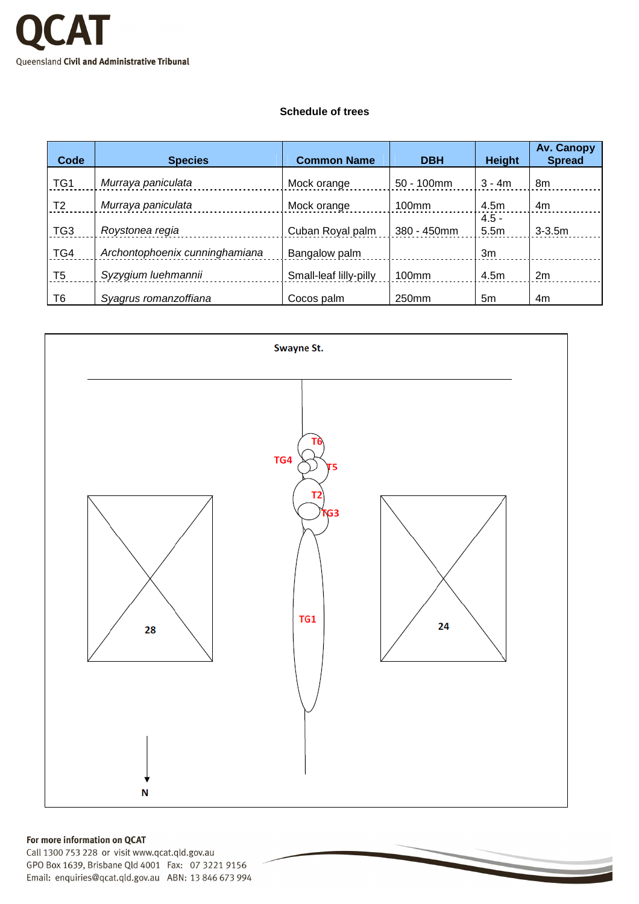**Schedule of trees**

| Code | Species | Common Name | DBH | Height | Av. Canopy Spread |
|---|---|---|---|---|---|
| TG1 | *Murraya paniculata* | Mock orange | 50 - 100mm | 3 - 4m | 8m |
| T2 | *Murraya paniculata* | Mock orange | 100mm | 4.5m | 4m |
| TG3 | *Roystonea regia* | Cuban Royal palm | 380 - 450mm | 4.5 - 5.5m | 3-3.5m |
| TG4 | *Archontophoenix cunninghamiana* | Bangalow palm | | 3m | |
| T5 | *Syzygium luehmannii* | Small-leaf lilly-pilly | 100mm | 4.5m | 2m |
| T6 | *Syagrus romanzoffiana* | Cocos palm | 250mm | 5m | 4m |

Swayne St.

T6

TG4

T5

T2

TG3

TG1

28

24

N